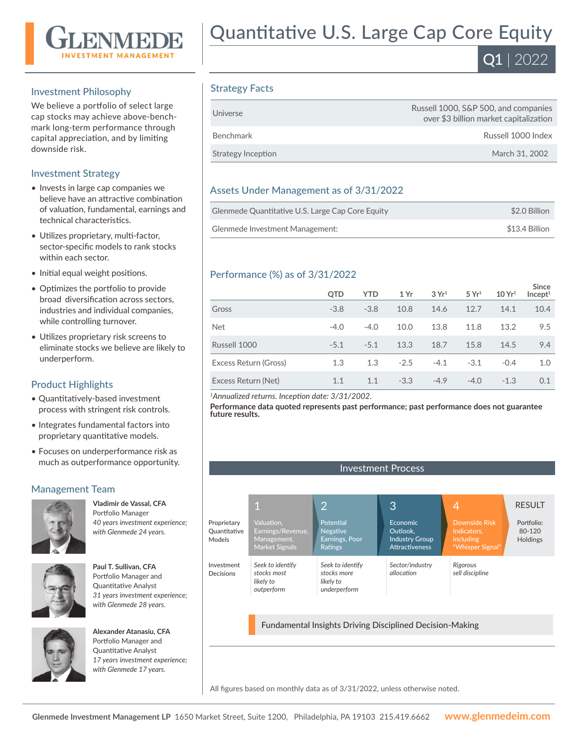# Quantitative U.S. Large Cap Core Equity

**Q1 | 2022**

## Investment Philosophy

We believe a portfolio of select large cap stocks may achieve above-benchmark long-term performance through capital appreciation, and by limiting downside risk.

## Investment Strategy

- Invests in large cap companies we believe have an attractive combination of valuation, fundamental, earnings and technical characteristics.
- Utilizes proprietary, multi-factor, sector-specific models to rank stocks within each sector.
- Initial equal weight positions.
- Optimizes the portfolio to provide broad diversification across sectors, industries and individual companies, while controlling turnover.
- Utilizes proprietary risk screens to eliminate stocks we believe are likely to underperform.

## Product Highlights

- Quantitatively-based investment process with stringent risk controls.
- Integrates fundamental factors into proprietary quantitative models.
- Focuses on underperformance risk as much as outperformance opportunity.

## Management Team

**Vladimir de Vassal, CFA**
Portfolio Manager
*40 years investment experience; with Glenmede 24 years.*

**Paul T. Sullivan, CFA**
Portfolio Manager and Quantitative Analyst
*31 years investment experience; with Glenmede 28 years.*

**Alexander Atanasiu, CFA**
Portfolio Manager and Quantitative Analyst
*17 years investment experience; with Glenmede 17 years.*

## Strategy Facts

| | |
|---|---|
| Universe | Russell 1000, S&P 500, and companies over $3 billion market capitalization |
| Benchmark | Russell 1000 Index |
| Strategy Inception | March 31, 2002 |

## Assets Under Management as of 3/31/2022

| | |
|---|---|
| Glenmede Quantitative U.S. Large Cap Core Equity | $2.0 Billion |
| Glenmede Investment Management: | $13.4 Billion |

## Performance (%) as of 3/31/2022

| | QTD | YTD | 1 Yr | 3 Yr[1] | 5 Yr[1] | 10 Yr[1] | Since Incept[1] |
|---|---|---|---|---|---|---|---|
| Gross | -3.8 | -3.8 | 10.8 | 14.6 | 12.7 | 14.1 | 10.4 |
| Net | -4.0 | -4.0 | 10.0 | 13.8 | 11.8 | 13.2 | 9.5 |
| Russell 1000 | -5.1 | -5.1 | 13.3 | 18.7 | 15.8 | 14.5 | 9.4 |
| Excess Return (Gross) | 1.3 | 1.3 | -2.5 | -4.1 | -3.1 | -0.4 | 1.0 |
| Excess Return (Net) | 1.1 | 1.1 | -3.3 | -4.9 | -4.0 | -1.3 | 0.1 |

[1]*Annualized returns. Inception date: 3/31/2002.*

**Performance data quoted represents past performance; past performance does not guarantee future results.**

## Investment Process

| | 1 | 2 | 3 | 4 | RESULT |
|---|---|---|---|---|---|
| Proprietary Quantitative Models | Valuation, Earnings/Revenue, Management, Market Signals | Potential Negative Earnings, Poor Ratings | Economic Outlook, Industry Group Attractiveness | Downside Risk Indicators, including "Whisper Signal" | Portfolio: 80-120 Holdings |
| Investment Decisions | *Seek to identify stocks most likely to outperform* | *Seek to identify stocks more likely to underperform* | *Sector/industry allocation* | *Rigorous sell discipline* | |

Fundamental Insights Driving Disciplined Decision-Making

All figures based on monthly data as of 3/31/2022, unless otherwise noted.

**Glenmede Investment Management LP** 1650 Market Street, Suite 1200, Philadelphia, PA 19103 215.419.6662 **www.glenmedeim.com**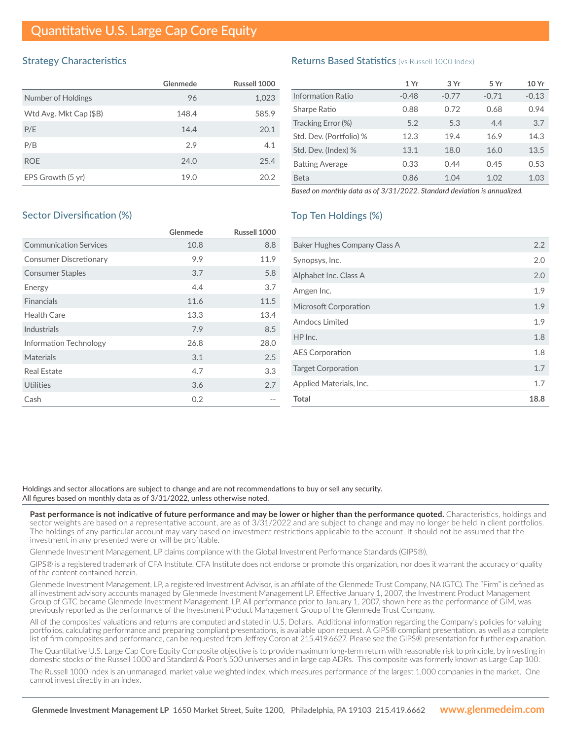# Quantitative U.S. Large Cap Core Equity

## Strategy Characteristics

| | Glenmede | Russell 1000 |
|---|---|---|
| Number of Holdings | 96 | 1,023 |
| Wtd Avg. Mkt Cap ($B) | 148.4 | 585.9 |
| P/E | 14.4 | 20.1 |
| P/B | 2.9 | 4.1 |
| ROE | 24.0 | 25.4 |
| EPS Growth (5 yr) | 19.0 | 20.2 |

## Returns Based Statistics (vs Russell 1000 Index)

| | 1 Yr | 3 Yr | 5 Yr | 10 Yr |
|---|---|---|---|---|
| Information Ratio | -0.48 | -0.77 | -0.71 | -0.13 |
| Sharpe Ratio | 0.88 | 0.72 | 0.68 | 0.94 |
| Tracking Error (%) | 5.2 | 5.3 | 4.4 | 3.7 |
| Std. Dev. (Portfolio) % | 12.3 | 19.4 | 16.9 | 14.3 |
| Std. Dev. (Index) % | 13.1 | 18.0 | 16.0 | 13.5 |
| Batting Average | 0.33 | 0.44 | 0.45 | 0.53 |
| Beta | 0.86 | 1.04 | 1.02 | 1.03 |

*Based on monthly data as of 3/31/2022. Standard deviation is annualized.*

## Sector Diversification (%)

| | Glenmede | Russell 1000 |
|---|---|---|
| Communication Services | 10.8 | 8.8 |
| Consumer Discretionary | 9.9 | 11.9 |
| Consumer Staples | 3.7 | 5.8 |
| Energy | 4.4 | 3.7 |
| Financials | 11.6 | 11.5 |
| Health Care | 13.3 | 13.4 |
| Industrials | 7.9 | 8.5 |
| Information Technology | 26.8 | 28.0 |
| Materials | 3.1 | 2.5 |
| Real Estate | 4.7 | 3.3 |
| Utilities | 3.6 | 2.7 |
| Cash | 0.2 | -- |

## Top Ten Holdings (%)

| | |
|---|---|
| Baker Hughes Company Class A | 2.2 |
| Synopsys, Inc. | 2.0 |
| Alphabet Inc. Class A | 2.0 |
| Amgen Inc. | 1.9 |
| Microsoft Corporation | 1.9 |
| Amdocs Limited | 1.9 |
| HP Inc. | 1.8 |
| AES Corporation | 1.8 |
| Target Corporation | 1.7 |
| Applied Materials, Inc. | 1.7 |
| **Total** | **18.8** |

Holdings and sector allocations are subject to change and are not recommendations to buy or sell any security.
All figures based on monthly data as of 3/31/2022, unless otherwise noted.

**Past performance is not indicative of future performance and may be lower or higher than the performance quoted.** Characteristics, holdings and sector weights are based on a representative account, are as of 3/31/2022 and are subject to change and may no longer be held in client portfolios. The holdings of any particular account may vary based on investment restrictions applicable to the account. It should not be assumed that the investment in any presented were or will be profitable.

Glenmede Investment Management, LP claims compliance with the Global Investment Performance Standards (GIPS®).

GIPS® is a registered trademark of CFA Institute. CFA Institute does not endorse or promote this organization, nor does it warrant the accuracy or quality of the content contained herein.

Glenmede Investment Management, LP, a registered Investment Advisor, is an affiliate of the Glenmede Trust Company, NA (GTC). The "Firm" is defined as all investment advisory accounts managed by Glenmede Investment Management LP. Effective January 1, 2007, the Investment Product Management Group of GTC became Glenmede Investment Management, LP. All performance prior to January 1, 2007, shown here as the performance of GIM, was previously reported as the performance of the Investment Product Management Group of the Glenmede Trust Company.

All of the composites' valuations and returns are computed and stated in U.S. Dollars. Additional information regarding the Company's policies for valuing portfolios, calculating performance and preparing compliant presentations, is available upon request. A GIPS® compliant presentation, as well as a complete list of firm composites and performance, can be requested from Jeffrey Coron at 215.419.6627. Please see the GIPS® presentation for further explanation.

The Quantitative U.S. Large Cap Core Equity Composite objective is to provide maximum long-term return with reasonable risk to principle, by investing in domestic stocks of the Russell 1000 and Standard & Poor's 500 universes and in large cap ADRs. This composite was formerly known as Large Cap 100.

The Russell 1000 Index is an unmanaged, market value weighted index, which measures performance of the largest 1,000 companies in the market. One cannot invest directly in an index.

**Glenmede Investment Management LP** 1650 Market Street, Suite 1200, Philadelphia, PA 19103 215.419.6662 **www.glenmedeim.com**